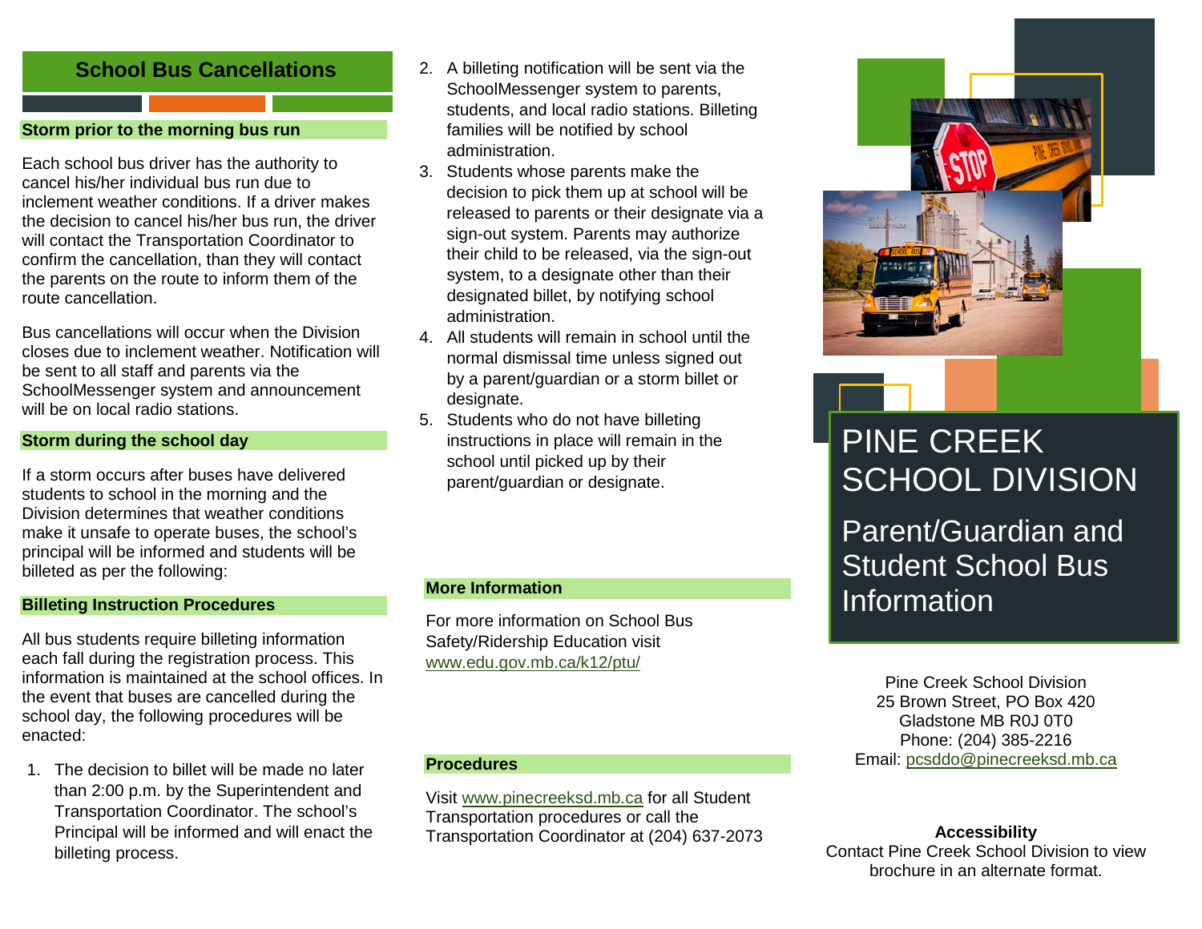## School Bus Cancellations

### Storm prior to the morning bus run

Each school bus driver has the authority to cancel his/her individual bus run due to inclement weather conditions. If a driver makes the decision to cancel his/her bus run, the driver will contact the Transportation Coordinator to confirm the cancellation, than they will contact the parents on the route to inform them of the route cancellation.

Bus cancellations will occur when the Division closes due to inclement weather. Notification will be sent to all staff and parents via the SchoolMessenger system and announcement will be on local radio stations.

### Storm during the school day

If a storm occurs after buses have delivered students to school in the morning and the Division determines that weather conditions make it unsafe to operate buses, the school's principal will be informed and students will be billeted as per the following:

### Billeting Instruction Procedures

All bus students require billeting information each fall during the registration process. This information is maintained at the school offices. In the event that buses are cancelled during the school day, the following procedures will be enacted:

1. The decision to billet will be made no later than 2:00 p.m. by the Superintendent and Transportation Coordinator. The school's Principal will be informed and will enact the billeting process.
2. A billeting notification will be sent via the SchoolMessenger system to parents, students, and local radio stations. Billeting families will be notified by school administration.
3. Students whose parents make the decision to pick them up at school will be released to parents or their designate via a sign-out system. Parents may authorize their child to be released, via the sign-out system, to a designate other than their designated billet, by notifying school administration.
4. All students will remain in school until the normal dismissal time unless signed out by a parent/guardian or a storm billet or designate.
5. Students who do not have billeting instructions in place will remain in the school until picked up by their parent/guardian or designate.

### More Information

For more information on School Bus Safety/Ridership Education visit www.edu.gov.mb.ca/k12/ptu/

### Procedures

Visit www.pinecreeksd.mb.ca for all Student Transportation procedures or call the Transportation Coordinator at (204) 637-2073

# PINE CREEK SCHOOL DIVISION

## Parent/Guardian and Student School Bus Information

Pine Creek School Division
25 Brown Street, PO Box 420
Gladstone MB R0J 0T0
Phone: (204) 385-2216
Email: pcsddo@pinecreeksd.mb.ca

**Accessibility**
Contact Pine Creek School Division to view brochure in an alternate format.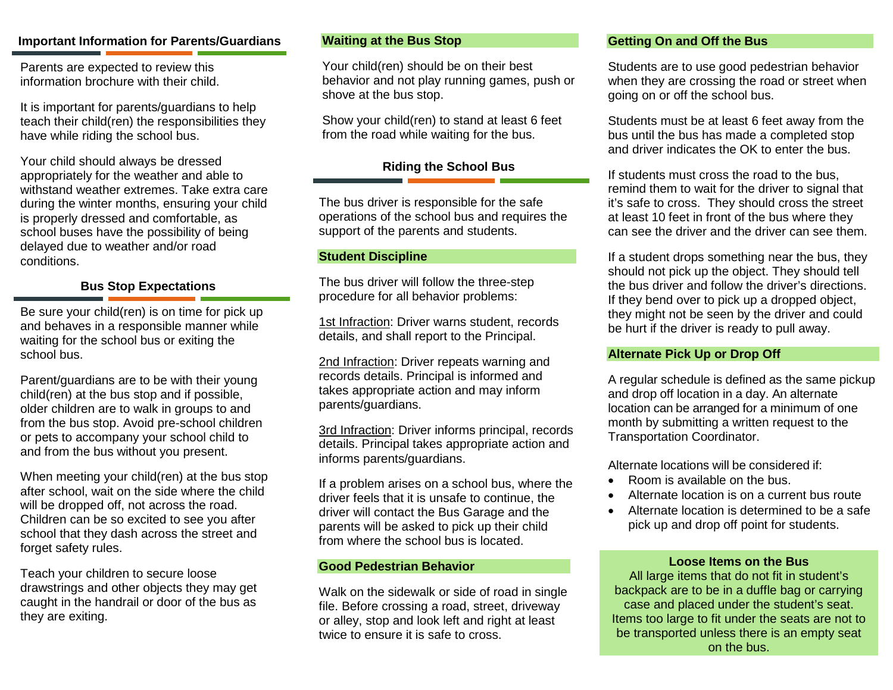## Important Information for Parents/Guardians

Parents are expected to review this information brochure with their child.

It is important for parents/guardians to help teach their child(ren) the responsibilities they have while riding the school bus.

Your child should always be dressed appropriately for the weather and able to withstand weather extremes. Take extra care during the winter months, ensuring your child is properly dressed and comfortable, as school buses have the possibility of being delayed due to weather and/or road conditions.

## Bus Stop Expectations

Be sure your child(ren) is on time for pick up and behaves in a responsible manner while waiting for the school bus or exiting the school bus.

Parent/guardians are to be with their young child(ren) at the bus stop and if possible, older children are to walk in groups to and from the bus stop. Avoid pre-school children or pets to accompany your school child to and from the bus without you present.

When meeting your child(ren) at the bus stop after school, wait on the side where the child will be dropped off, not across the road. Children can be so excited to see you after school that they dash across the street and forget safety rules.

Teach your children to secure loose drawstrings and other objects they may get caught in the handrail or door of the bus as they are exiting.

### Waiting at the Bus Stop

Your child(ren) should be on their best behavior and not play running games, push or shove at the bus stop.

Show your child(ren) to stand at least 6 feet from the road while waiting for the bus.

## Riding the School Bus

The bus driver is responsible for the safe operations of the school bus and requires the support of the parents and students.

### Student Discipline

The bus driver will follow the three-step procedure for all behavior problems:

1st Infraction: Driver warns student, records details, and shall report to the Principal.

2nd Infraction: Driver repeats warning and records details. Principal is informed and takes appropriate action and may inform parents/guardians.

3rd Infraction: Driver informs principal, records details. Principal takes appropriate action and informs parents/guardians.

If a problem arises on a school bus, where the driver feels that it is unsafe to continue, the driver will contact the Bus Garage and the parents will be asked to pick up their child from where the school bus is located.

### Good Pedestrian Behavior

Walk on the sidewalk or side of road in single file. Before crossing a road, street, driveway or alley, stop and look left and right at least twice to ensure it is safe to cross.

### Getting On and Off the Bus

Students are to use good pedestrian behavior when they are crossing the road or street when going on or off the school bus.

Students must be at least 6 feet away from the bus until the bus has made a completed stop and driver indicates the OK to enter the bus.

If students must cross the road to the bus, remind them to wait for the driver to signal that it's safe to cross. They should cross the street at least 10 feet in front of the bus where they can see the driver and the driver can see them.

If a student drops something near the bus, they should not pick up the object. They should tell the bus driver and follow the driver's directions. If they bend over to pick up a dropped object, they might not be seen by the driver and could be hurt if the driver is ready to pull away.

### Alternate Pick Up or Drop Off

A regular schedule is defined as the same pickup and drop off location in a day. An alternate location can be arranged for a minimum of one month by submitting a written request to the Transportation Coordinator.

Alternate locations will be considered if:

- Room is available on the bus.
- Alternate location is on a current bus route
- Alternate location is determined to be a safe pick up and drop off point for students.

### Loose Items on the Bus

All large items that do not fit in student's backpack are to be in a duffle bag or carrying case and placed under the student's seat. Items too large to fit under the seats are not to be transported unless there is an empty seat on the bus.